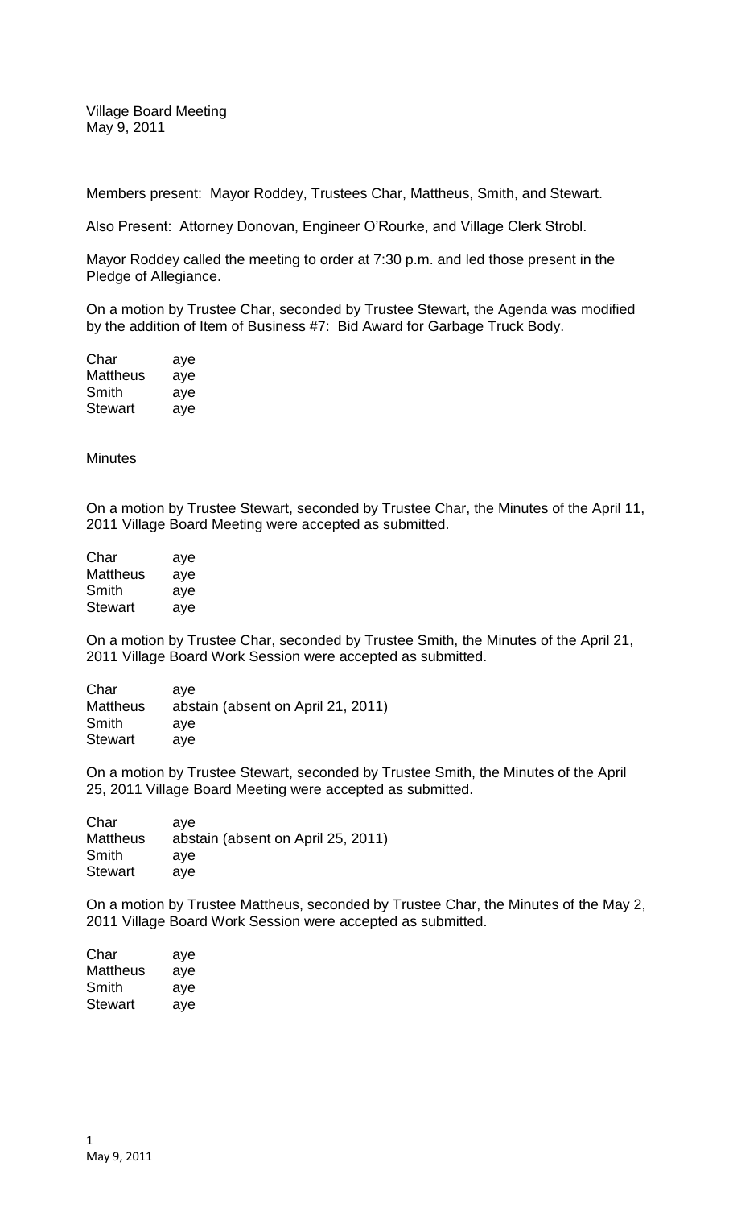Village Board Meeting
May 9, 2011

Members present: Mayor Roddey, Trustees Char, Mattheus, Smith, and Stewart.

Also Present: Attorney Donovan, Engineer O'Rourke, and Village Clerk Strobl.

Mayor Roddey called the meeting to order at 7:30 p.m. and led those present in the Pledge of Allegiance.

On a motion by Trustee Char, seconded by Trustee Stewart, the Agenda was modified by the addition of Item of Business #7: Bid Award for Garbage Truck Body.

| | |
|---|---|
| Char | aye |
| Mattheus | aye |
| Smith | aye |
| Stewart | aye |

Minutes

On a motion by Trustee Stewart, seconded by Trustee Char, the Minutes of the April 11, 2011 Village Board Meeting were accepted as submitted.

| | |
|---|---|
| Char | aye |
| Mattheus | aye |
| Smith | aye |
| Stewart | aye |

On a motion by Trustee Char, seconded by Trustee Smith, the Minutes of the April 21, 2011 Village Board Work Session were accepted as submitted.

| | |
|---|---|
| Char | aye |
| Mattheus | abstain (absent on April 21, 2011) |
| Smith | aye |
| Stewart | aye |

On a motion by Trustee Stewart, seconded by Trustee Smith, the Minutes of the April 25, 2011 Village Board Meeting were accepted as submitted.

| | |
|---|---|
| Char | aye |
| Mattheus | abstain (absent on April 25, 2011) |
| Smith | aye |
| Stewart | aye |

On a motion by Trustee Mattheus, seconded by Trustee Char, the Minutes of the May 2, 2011 Village Board Work Session were accepted as submitted.

| | |
|---|---|
| Char | aye |
| Mattheus | aye |
| Smith | aye |
| Stewart | aye |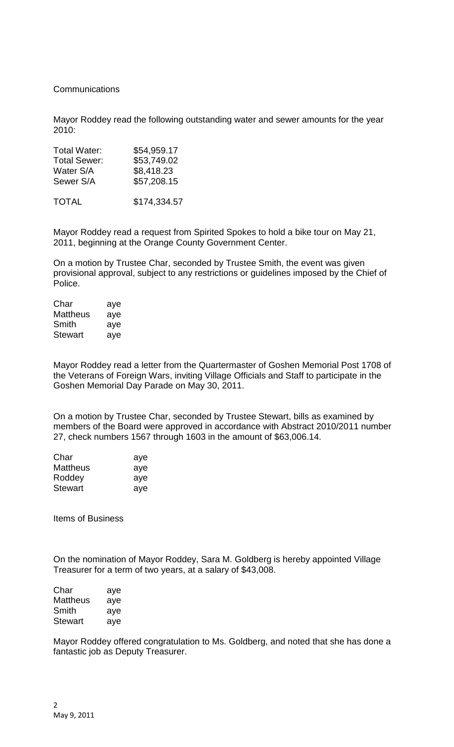Communications

Mayor Roddey read the following outstanding water and sewer amounts for the year 2010:

| | |
|---|---|
| Total Water: | $54,959.17 |
| Total Sewer: | $53,749.02 |
| Water S/A | $8,418.23 |
| Sewer S/A | $57,208.15 |
| TOTAL | $174,334.57 |

Mayor Roddey read a request from Spirited Spokes to hold a bike tour on May 21, 2011, beginning at the Orange County Government Center.

On a motion by Trustee Char, seconded by Trustee Smith, the event was given provisional approval, subject to any restrictions or guidelines imposed by the Chief of Police.

| | |
|---|---|
| Char | aye |
| Mattheus | aye |
| Smith | aye |
| Stewart | aye |

Mayor Roddey read a letter from the Quartermaster of Goshen Memorial Post 1708 of the Veterans of Foreign Wars, inviting Village Officials and Staff to participate in the Goshen Memorial Day Parade on May 30, 2011.

On a motion by Trustee Char, seconded by Trustee Stewart, bills as examined by members of the Board were approved in accordance with Abstract 2010/2011 number 27, check numbers 1567 through 1603 in the amount of $63,006.14.

| | |
|---|---|
| Char | aye |
| Mattheus | aye |
| Roddey | aye |
| Stewart | aye |

Items of Business

On the nomination of Mayor Roddey, Sara M. Goldberg is hereby appointed Village Treasurer for a term of two years, at a salary of $43,008.

| | |
|---|---|
| Char | aye |
| Mattheus | aye |
| Smith | aye |
| Stewart | aye |

Mayor Roddey offered congratulation to Ms. Goldberg, and noted that she has done a fantastic job as Deputy Treasurer.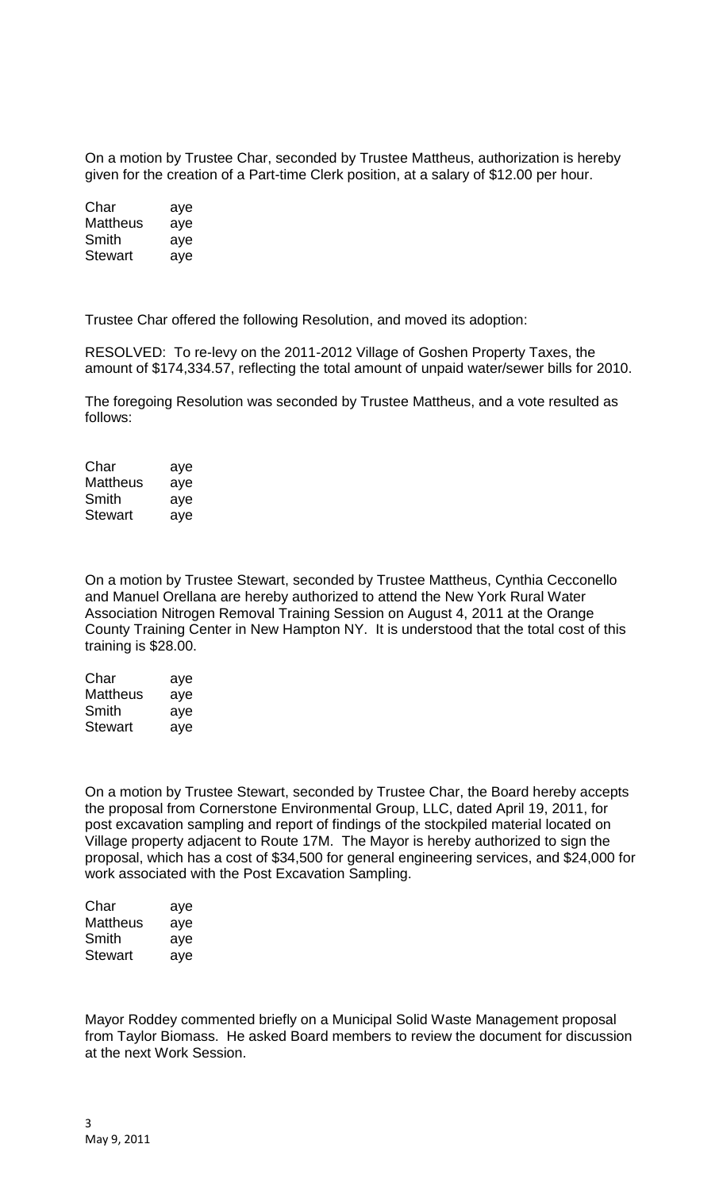On a motion by Trustee Char, seconded by Trustee Mattheus, authorization is hereby given for the creation of a Part-time Clerk position, at a salary of $12.00 per hour.

| | |
|---|---|
| Char | aye |
| Mattheus | aye |
| Smith | aye |
| Stewart | aye |

Trustee Char offered the following Resolution, and moved its adoption:

RESOLVED: To re-levy on the 2011-2012 Village of Goshen Property Taxes, the amount of $174,334.57, reflecting the total amount of unpaid water/sewer bills for 2010.

The foregoing Resolution was seconded by Trustee Mattheus, and a vote resulted as follows:

| | |
|---|---|
| Char | aye |
| Mattheus | aye |
| Smith | aye |
| Stewart | aye |

On a motion by Trustee Stewart, seconded by Trustee Mattheus, Cynthia Cecconello and Manuel Orellana are hereby authorized to attend the New York Rural Water Association Nitrogen Removal Training Session on August 4, 2011 at the Orange County Training Center in New Hampton NY. It is understood that the total cost of this training is $28.00.

| | |
|---|---|
| Char | aye |
| Mattheus | aye |
| Smith | aye |
| Stewart | aye |

On a motion by Trustee Stewart, seconded by Trustee Char, the Board hereby accepts the proposal from Cornerstone Environmental Group, LLC, dated April 19, 2011, for post excavation sampling and report of findings of the stockpiled material located on Village property adjacent to Route 17M. The Mayor is hereby authorized to sign the proposal, which has a cost of $34,500 for general engineering services, and $24,000 for work associated with the Post Excavation Sampling.

| | |
|---|---|
| Char | aye |
| Mattheus | aye |
| Smith | aye |
| Stewart | aye |

Mayor Roddey commented briefly on a Municipal Solid Waste Management proposal from Taylor Biomass. He asked Board members to review the document for discussion at the next Work Session.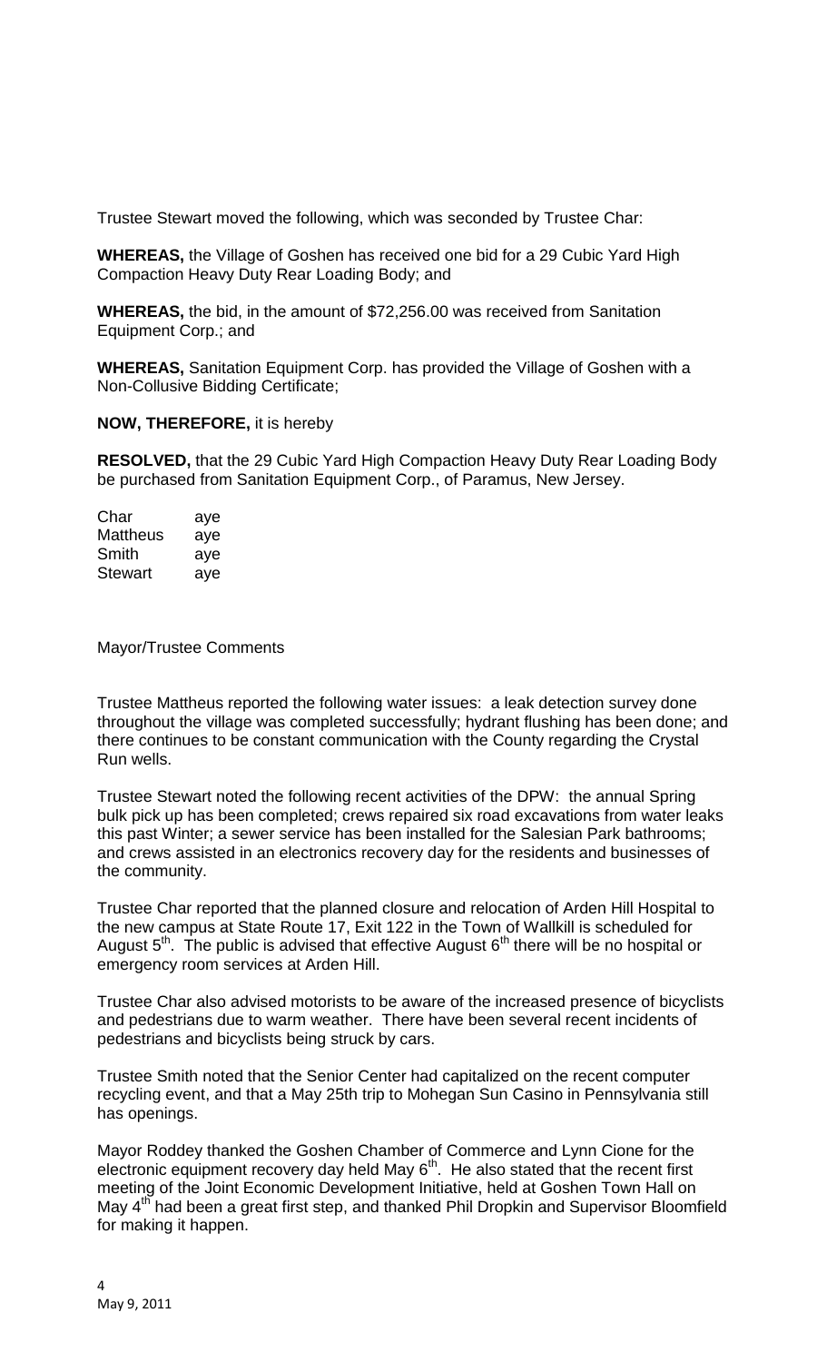Trustee Stewart moved the following, which was seconded by Trustee Char:

**WHEREAS,** the Village of Goshen has received one bid for a 29 Cubic Yard High Compaction Heavy Duty Rear Loading Body; and

**WHEREAS,** the bid, in the amount of $72,256.00 was received from Sanitation Equipment Corp.; and

**WHEREAS,** Sanitation Equipment Corp. has provided the Village of Goshen with a Non-Collusive Bidding Certificate;

**NOW, THEREFORE,** it is hereby

**RESOLVED,** that the 29 Cubic Yard High Compaction Heavy Duty Rear Loading Body be purchased from Sanitation Equipment Corp., of Paramus, New Jersey.

| | |
|---|---|
| Char | aye |
| Mattheus | aye |
| Smith | aye |
| Stewart | aye |

Mayor/Trustee Comments

Trustee Mattheus reported the following water issues: a leak detection survey done throughout the village was completed successfully; hydrant flushing has been done; and there continues to be constant communication with the County regarding the Crystal Run wells.

Trustee Stewart noted the following recent activities of the DPW: the annual Spring bulk pick up has been completed; crews repaired six road excavations from water leaks this past Winter; a sewer service has been installed for the Salesian Park bathrooms; and crews assisted in an electronics recovery day for the residents and businesses of the community.

Trustee Char reported that the planned closure and relocation of Arden Hill Hospital to the new campus at State Route 17, Exit 122 in the Town of Wallkill is scheduled for August 5th. The public is advised that effective August 6th there will be no hospital or emergency room services at Arden Hill.

Trustee Char also advised motorists to be aware of the increased presence of bicyclists and pedestrians due to warm weather. There have been several recent incidents of pedestrians and bicyclists being struck by cars.

Trustee Smith noted that the Senior Center had capitalized on the recent computer recycling event, and that a May 25th trip to Mohegan Sun Casino in Pennsylvania still has openings.

Mayor Roddey thanked the Goshen Chamber of Commerce and Lynn Cione for the electronic equipment recovery day held May 6th. He also stated that the recent first meeting of the Joint Economic Development Initiative, held at Goshen Town Hall on May 4th had been a great first step, and thanked Phil Dropkin and Supervisor Bloomfield for making it happen.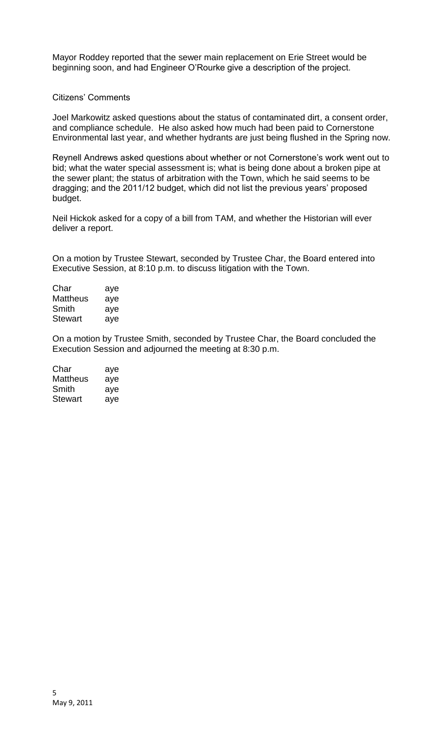Mayor Roddey reported that the sewer main replacement on Erie Street would be beginning soon, and had Engineer O'Rourke give a description of the project.

Citizens' Comments

Joel Markowitz asked questions about the status of contaminated dirt, a consent order, and compliance schedule. He also asked how much had been paid to Cornerstone Environmental last year, and whether hydrants are just being flushed in the Spring now.

Reynell Andrews asked questions about whether or not Cornerstone's work went out to bid; what the water special assessment is; what is being done about a broken pipe at the sewer plant; the status of arbitration with the Town, which he said seems to be dragging; and the 2011/12 budget, which did not list the previous years' proposed budget.

Neil Hickok asked for a copy of a bill from TAM, and whether the Historian will ever deliver a report.

On a motion by Trustee Stewart, seconded by Trustee Char, the Board entered into Executive Session, at 8:10 p.m. to discuss litigation with the Town.

| | |
|---|---|
| Char | aye |
| Mattheus | aye |
| Smith | aye |
| Stewart | aye |

On a motion by Trustee Smith, seconded by Trustee Char, the Board concluded the Execution Session and adjourned the meeting at 8:30 p.m.

| | |
|---|---|
| Char | aye |
| Mattheus | aye |
| Smith | aye |
| Stewart | aye |